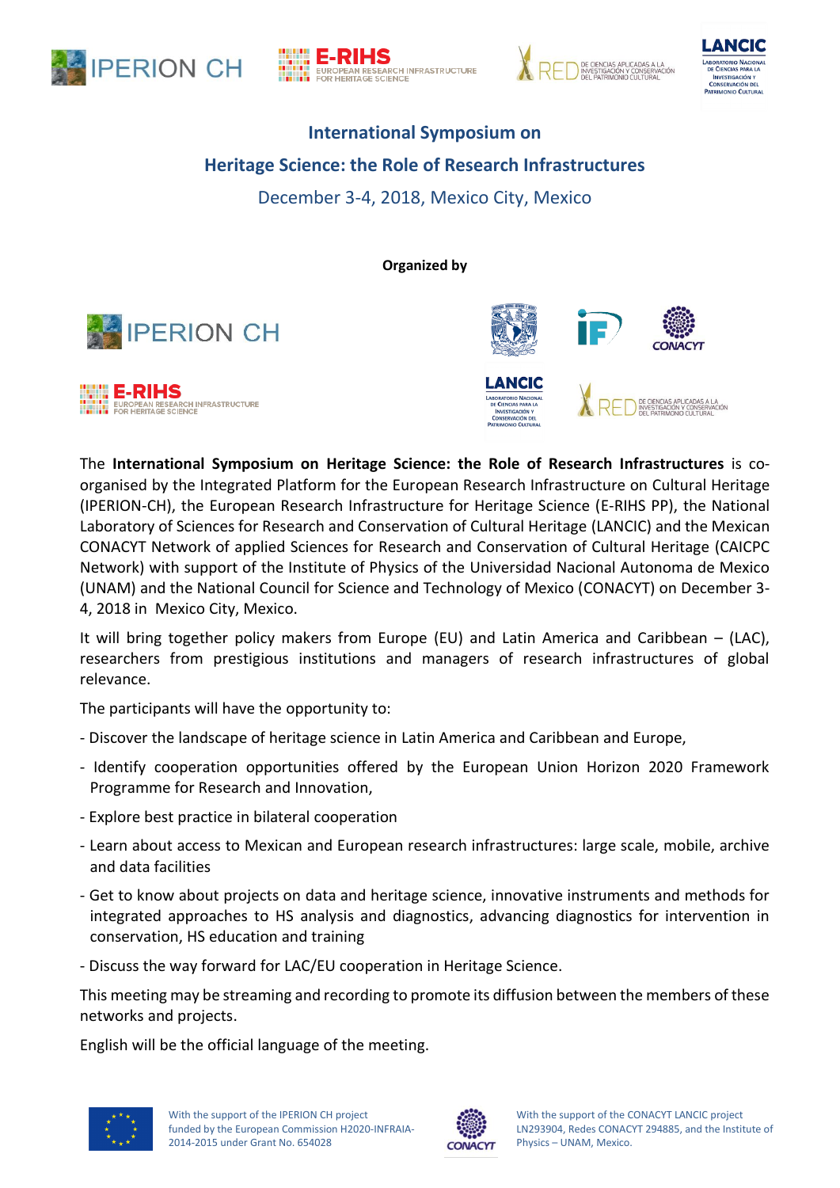# International Symposium on Heritage Science: the Role of Research Infrastructures

December 3-4, 2018, Mexico City, Mexico

**Organized by**

The **International Symposium on Heritage Science: the Role of Research Infrastructures** is co-organised by the Integrated Platform for the European Research Infrastructure on Cultural Heritage (IPERION-CH), the European Research Infrastructure for Heritage Science (E-RIHS PP), the National Laboratory of Sciences for Research and Conservation of Cultural Heritage (LANCIC) and the Mexican CONACYT Network of applied Sciences for Research and Conservation of Cultural Heritage (CAICPC Network) with support of the Institute of Physics of the Universidad Nacional Autonoma de Mexico (UNAM) and the National Council for Science and Technology of Mexico (CONACYT) on December 3-4, 2018 in Mexico City, Mexico.

It will bring together policy makers from Europe (EU) and Latin America and Caribbean – (LAC), researchers from prestigious institutions and managers of research infrastructures of global relevance.

The participants will have the opportunity to:

- Discover the landscape of heritage science in Latin America and Caribbean and Europe,
- Identify cooperation opportunities offered by the European Union Horizon 2020 Framework Programme for Research and Innovation,
- Explore best practice in bilateral cooperation
- Learn about access to Mexican and European research infrastructures: large scale, mobile, archive and data facilities
- Get to know about projects on data and heritage science, innovative instruments and methods for integrated approaches to HS analysis and diagnostics, advancing diagnostics for intervention in conservation, HS education and training
- Discuss the way forward for LAC/EU cooperation in Heritage Science.

This meeting may be streaming and recording to promote its diffusion between the members of these networks and projects.

English will be the official language of the meeting.

With the support of the IPERION CH project funded by the European Commission H2020-INFRAIA-2014-2015 under Grant No. 654028

With the support of the CONACYT LANCIC project LN293904, Redes CONACYT 294885, and the Institute of Physics – UNAM, Mexico.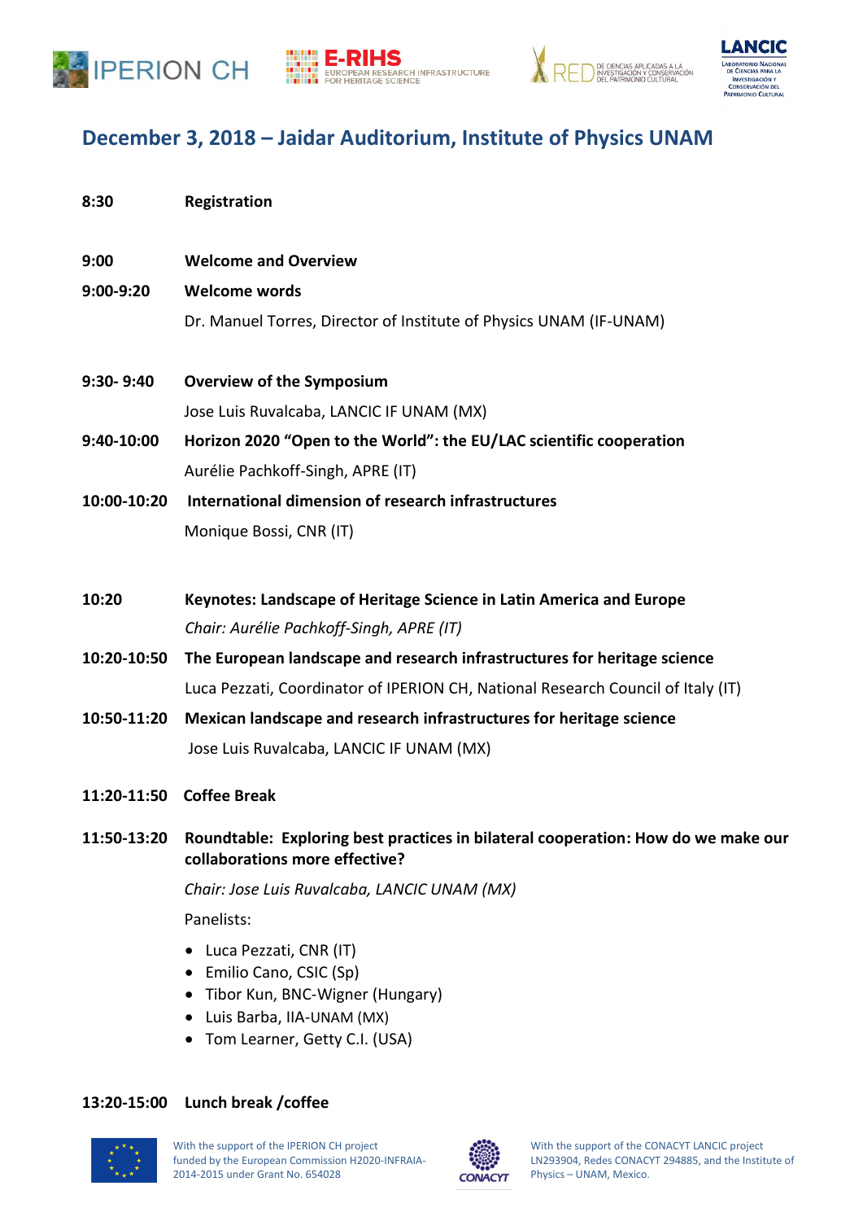## December 3, 2018 – Jaidar Auditorium, Institute of Physics UNAM

**8:30** **Registration**

**9:00** **Welcome and Overview**

**9:00-9:20** **Welcome words**

Dr. Manuel Torres, Director of Institute of Physics UNAM (IF-UNAM)

**9:30- 9:40** **Overview of the Symposium**

Jose Luis Ruvalcaba, LANCIC IF UNAM (MX)

**9:40-10:00** **Horizon 2020 "Open to the World": the EU/LAC scientific cooperation**

Aurélie Pachkoff-Singh, APRE (IT)

**10:00-10:20** **International dimension of research infrastructures**

Monique Bossi, CNR (IT)

**10:20** **Keynotes: Landscape of Heritage Science in Latin America and Europe**

*Chair: Aurélie Pachkoff-Singh, APRE (IT)*

**10:20-10:50** **The European landscape and research infrastructures for heritage science**

Luca Pezzati, Coordinator of IPERION CH, National Research Council of Italy (IT)

**10:50-11:20** **Mexican landscape and research infrastructures for heritage science**

Jose Luis Ruvalcaba, LANCIC IF UNAM (MX)

**11:20-11:50** **Coffee Break**

**11:50-13:20** **Roundtable: Exploring best practices in bilateral cooperation: How do we make our collaborations more effective?**

*Chair: Jose Luis Ruvalcaba, LANCIC UNAM (MX)*

Panelists:

- Luca Pezzati, CNR (IT)
- Emilio Cano, CSIC (Sp)
- Tibor Kun, BNC-Wigner (Hungary)
- Luis Barba, IIA-UNAM (MX)
- Tom Learner, Getty C.I. (USA)

**13:20-15:00** **Lunch break /coffee**

With the support of the IPERION CH project funded by the European Commission H2020-INFRAIA-2014-2015 under Grant No. 654028

With the support of the CONACYT LANCIC project LN293904, Redes CONACYT 294885, and the Institute of Physics – UNAM, Mexico.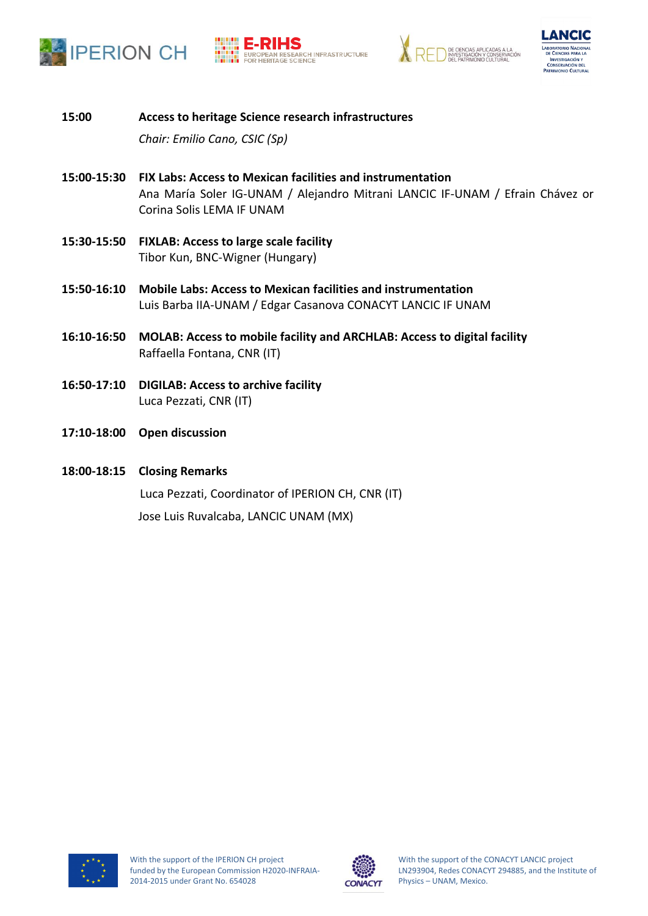**15:00** **Access to heritage Science research infrastructures**

*Chair: Emilio Cano, CSIC (Sp)*

**15:00-15:30** **FIX Labs: Access to Mexican facilities and instrumentation**
Ana María Soler IG-UNAM / Alejandro Mitrani LANCIC IF-UNAM / Efrain Chávez or Corina Solis LEMA IF UNAM

**15:30-15:50** **FIXLAB: Access to large scale facility**
Tibor Kun, BNC-Wigner (Hungary)

**15:50-16:10** **Mobile Labs: Access to Mexican facilities and instrumentation**
Luis Barba IIA-UNAM / Edgar Casanova CONACYT LANCIC IF UNAM

**16:10-16:50** **MOLAB: Access to mobile facility and ARCHLAB: Access to digital facility**
Raffaella Fontana, CNR (IT)

**16:50-17:10** **DIGILAB: Access to archive facility**
Luca Pezzati, CNR (IT)

**17:10-18:00** **Open discussion**

**18:00-18:15** **Closing Remarks**

Luca Pezzati, Coordinator of IPERION CH, CNR (IT)

Jose Luis Ruvalcaba, LANCIC UNAM (MX)

With the support of the IPERION CH project funded by the European Commission H2020-INFRAIA-2014-2015 under Grant No. 654028

With the support of the CONACYT LANCIC project LN293904, Redes CONACYT 294885, and the Institute of Physics – UNAM, Mexico.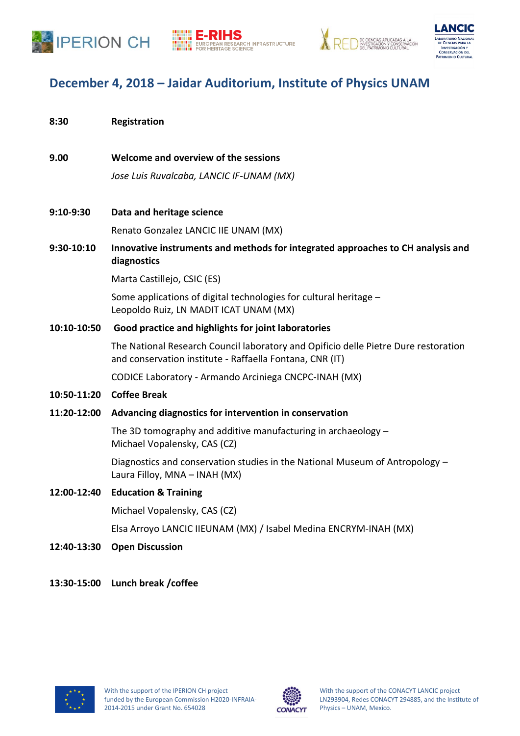## December 4, 2018 – Jaidar Auditorium, Institute of Physics UNAM

**8:30** **Registration**

**9.00** **Welcome and overview of the sessions**

*Jose Luis Ruvalcaba, LANCIC IF-UNAM (MX)*

**9:10-9:30** **Data and heritage science**

Renato Gonzalez LANCIC IIE UNAM (MX)

**9:30-10:10** **Innovative instruments and methods for integrated approaches to CH analysis and diagnostics**

Marta Castillejo, CSIC (ES)

Some applications of digital technologies for cultural heritage – Leopoldo Ruiz, LN MADIT ICAT UNAM (MX)

**10:10-10:50** **Good practice and highlights for joint laboratories**

The National Research Council laboratory and Opificio delle Pietre Dure restoration and conservation institute - Raffaella Fontana, CNR (IT)

CODICE Laboratory - Armando Arciniega CNCPC-INAH (MX)

**10:50-11:20** **Coffee Break**

**11:20-12:00** **Advancing diagnostics for intervention in conservation**

The 3D tomography and additive manufacturing in archaeology – Michael Vopalensky, CAS (CZ)

Diagnostics and conservation studies in the National Museum of Antropology – Laura Filloy, MNA – INAH (MX)

**12:00-12:40** **Education & Training**

Michael Vopalensky, CAS (CZ)

Elsa Arroyo LANCIC IIEUNAM (MX) / Isabel Medina ENCRYM-INAH (MX)

**12:40-13:30** **Open Discussion**

**13:30-15:00** **Lunch break /coffee**

With the support of the IPERION CH project funded by the European Commission H2020-INFRAIA-2014-2015 under Grant No. 654028

With the support of the CONACYT LANCIC project LN293904, Redes CONACYT 294885, and the Institute of Physics – UNAM, Mexico.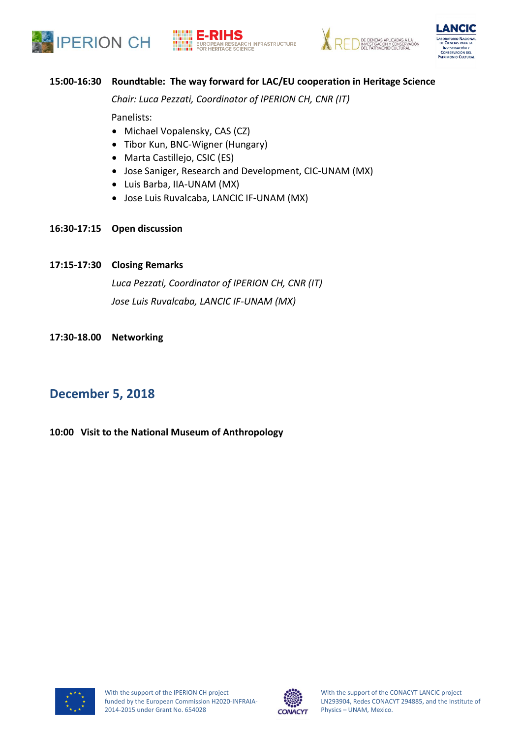**15:00-16:30 Roundtable: The way forward for LAC/EU cooperation in Heritage Science**

*Chair: Luca Pezzati, Coordinator of IPERION CH, CNR (IT)*

Panelists:

- Michael Vopalensky, CAS (CZ)
- Tibor Kun, BNC-Wigner (Hungary)
- Marta Castillejo, CSIC (ES)
- Jose Saniger, Research and Development, CIC-UNAM (MX)
- Luis Barba, IIA-UNAM (MX)
- Jose Luis Ruvalcaba, LANCIC IF-UNAM (MX)

**16:30-17:15 Open discussion**

**17:15-17:30 Closing Remarks**

*Luca Pezzati, Coordinator of IPERION CH, CNR (IT)*

*Jose Luis Ruvalcaba, LANCIC IF-UNAM (MX)*

**17:30-18.00 Networking**

## December 5, 2018

**10:00 Visit to the National Museum of Anthropology**

With the support of the IPERION CH project funded by the European Commission H2020-INFRAIA-2014-2015 under Grant No. 654028

With the support of the CONACYT LANCIC project LN293904, Redes CONACYT 294885, and the Institute of Physics – UNAM, Mexico.